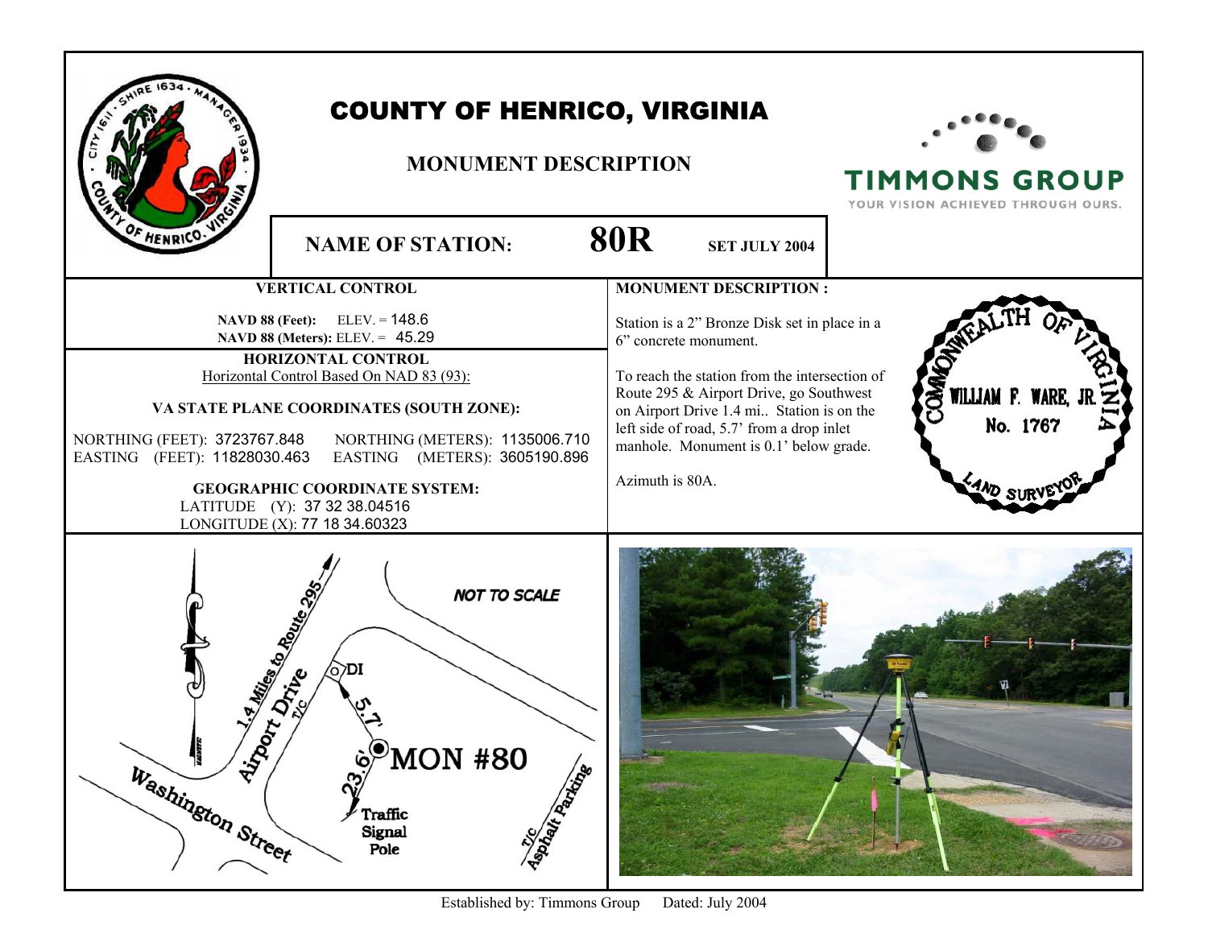# COUNTY OF HENRICO, VIRGINIA

## MONUMENT DESCRIPTION

TIMMONS GROUP
YOUR VISION ACHIEVED THROUGH OURS.

**NAME OF STATION:** **80R** **SET JULY 2004**

### VERTICAL CONTROL

**NAVD 88 (Feet):** ELEV. = 148.6
**NAVD 88 (Meters):** ELEV. = 45.29

### HORIZONTAL CONTROL

Horizontal Control Based On NAD 83 (93):

**VA STATE PLANE COORDINATES (SOUTH ZONE):**

NORTHING (FEET): 3723767.848 NORTHING (METERS): 1135006.710
EASTING (FEET): 11828030.463 EASTING (METERS): 3605190.896

**GEOGRAPHIC COORDINATE SYSTEM:**

LATITUDE (Y): 37 32 38.04516
LONGITUDE (X): 77 18 34.60323

### MONUMENT DESCRIPTION :

Station is a 2" Bronze Disk set in place in a 6" concrete monument.

To reach the station from the intersection of Route 295 & Airport Drive, go Southwest on Airport Drive 1.4 mi.. Station is on the left side of road, 5.7' from a drop inlet manhole. Monument is 0.1' below grade.

Azimuth is 80A.

COMMONWEALTH OF VIRGINIA
WILLIAM F. WARE, JR.
No. 1767
LAND SURVEYOR

NOT TO SCALE

1.4 Miles to Route 295
Airport Drive
T/C
DI
5.7'
MON #80
23.6'
Traffic Signal Pole
Washington Street
T/C Asphalt Parking

Established by: Timmons Group Dated: July 2004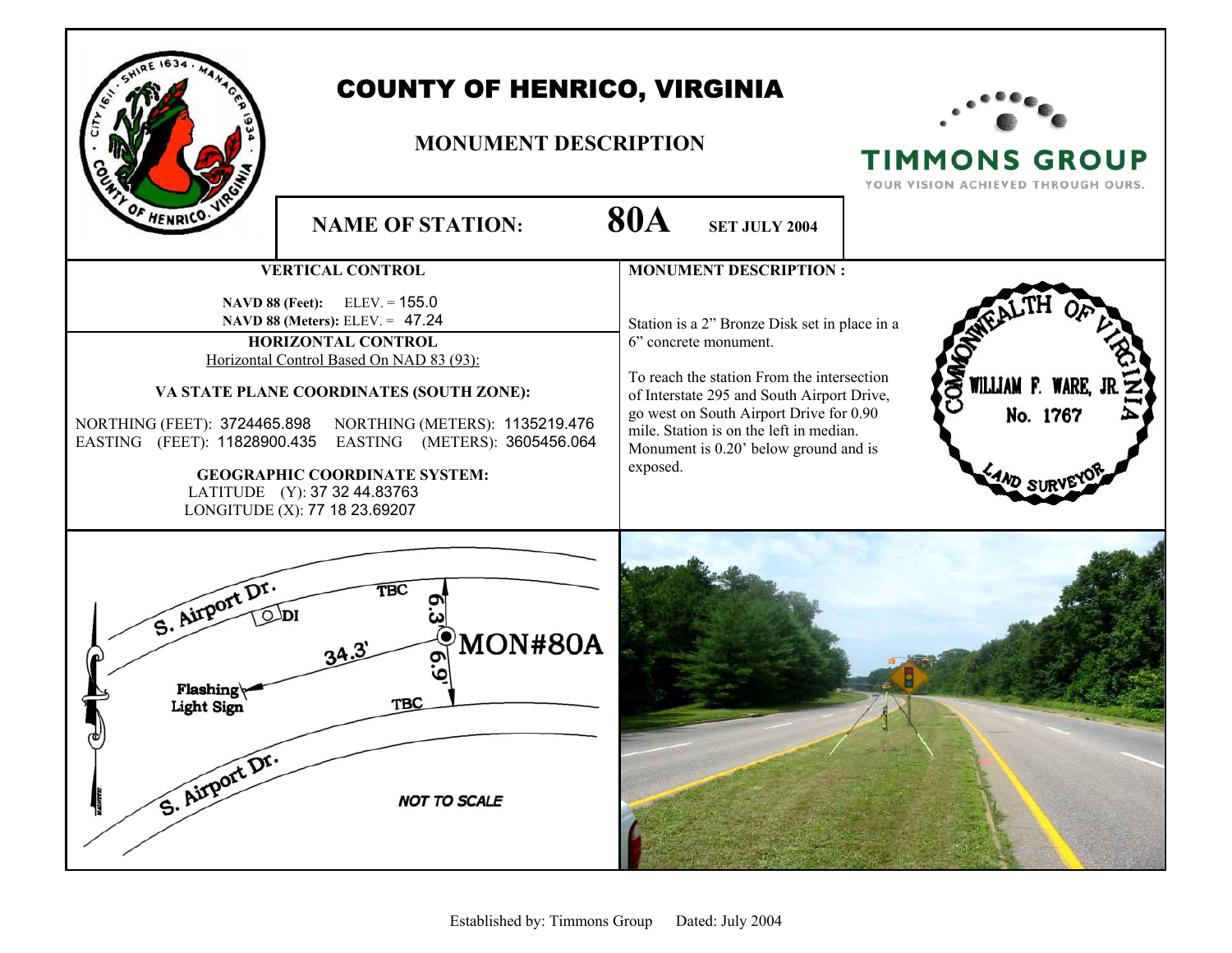# COUNTY OF HENRICO, VIRGINIA

## MONUMENT DESCRIPTION

TIMMONS GROUP
YOUR VISION ACHIEVED THROUGH OURS.

**NAME OF STATION:** **80A** **SET JULY 2004**

### VERTICAL CONTROL

**NAVD 88 (Feet):** ELEV. = 155.0
**NAVD 88 (Meters):** ELEV. = 47.24

### HORIZONTAL CONTROL

Horizontal Control Based On NAD 83 (93):

**VA STATE PLANE COORDINATES (SOUTH ZONE):**

NORTHING (FEET): 3724465.898 NORTHING (METERS): 1135219.476
EASTING (FEET): 11828900.435 EASTING (METERS): 3605456.064

**GEOGRAPHIC COORDINATE SYSTEM:**

LATITUDE (Y): 37 32 44.83763
LONGITUDE (X): 77 18 23.69207

### MONUMENT DESCRIPTION :

Station is a 2" Bronze Disk set in place in a 6" concrete monument.

To reach the station From the intersection of Interstate 295 and South Airport Drive, go west on South Airport Drive for 0.90 mile. Station is on the left in median. Monument is 0.20' below ground and is exposed.

COMMONWEALTH OF VIRGINIA
WILLIAM F. WARE, JR.
No. 1767
LAND SURVEYOR

S. Airport Dr.
DI
TBC
6.3'
MON#80A
34.3'
6.9'
Flashing Light Sign
TBC
S. Airport Dr.
NOT TO SCALE

Established by: Timmons Group Dated: July 2004